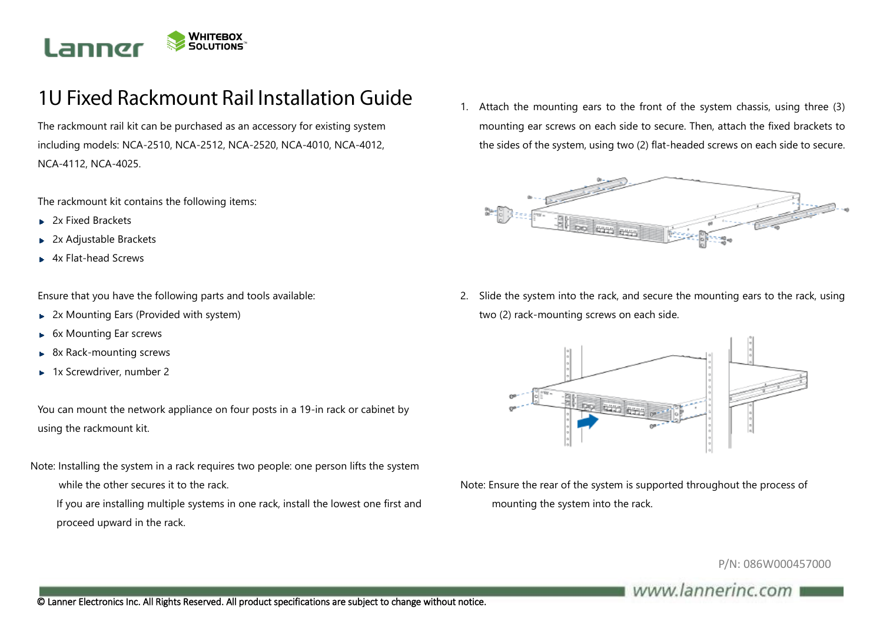# 1U Fixed Rackmount Rail Installation Guide

The rackmount rail kit can be purchased as an accessory for existing system including models: NCA-2510, NCA-2512, NCA-2520, NCA-4010, NCA-4012, NCA-4112, NCA-4025.

The rackmount kit contains the following items:

- 2x Fixed Brackets
- 2x Adjustable Brackets
- 4x Flat-head Screws

Ensure that you have the following parts and tools available:

- 2x Mounting Ears (Provided with system)
- 6x Mounting Ear screws
- 8x Rack-mounting screws
- 1x Screwdriver, number 2

You can mount the network appliance on four posts in a 19-in rack or cabinet by using the rackmount kit.

Note: Installing the system in a rack requires two people: one person lifts the system while the other secures it to the rack.
If you are installing multiple systems in one rack, install the lowest one first and proceed upward in the rack.

1. Attach the mounting ears to the front of the system chassis, using three (3) mounting ear screws on each side to secure. Then, attach the fixed brackets to the sides of the system, using two (2) flat-headed screws on each side to secure.

2. Slide the system into the rack, and secure the mounting ears to the rack, using two (2) rack-mounting screws on each side.

Note: Ensure the rear of the system is supported throughout the process of mounting the system into the rack.

P/N: 086W000457000

www.lannerinc.com

© Lanner Electronics Inc. All Rights Reserved. All product specifications are subject to change without notice.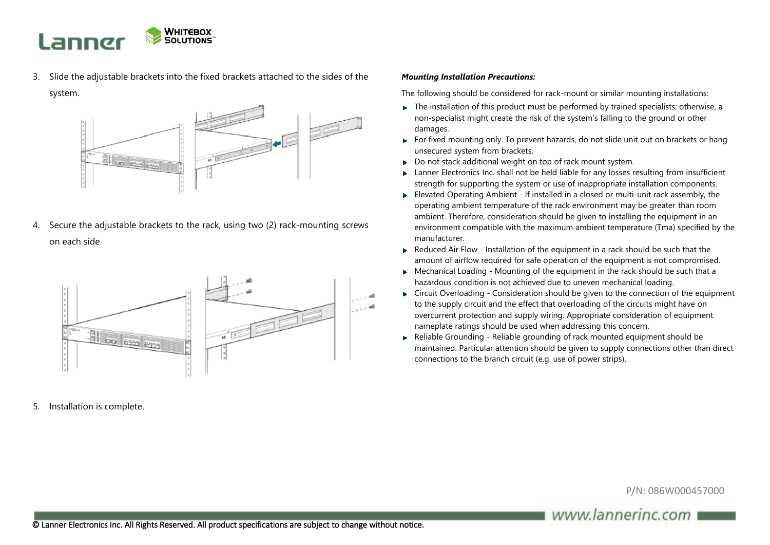3. Slide the adjustable brackets into the fixed brackets attached to the sides of the system.

4. Secure the adjustable brackets to the rack, using two (2) rack-mounting screws on each side.

5. Installation is complete.

***Mounting Installation Precautions:***

The following should be considered for rack-mount or similar mounting installations:

- The installation of this product must be performed by trained specialists; otherwise, a non-specialist might create the risk of the system's falling to the ground or other damages.
- For fixed mounting only. To prevent hazards, do not slide unit out on brackets or hang unsecured system from brackets.
- Do not stack additional weight on top of rack mount system.
- Lanner Electronics Inc. shall not be held liable for any losses resulting from insufficient strength for supporting the system or use of inappropriate installation components.
- Elevated Operating Ambient - If installed in a closed or multi-unit rack assembly, the operating ambient temperature of the rack environment may be greater than room ambient. Therefore, consideration should be given to installing the equipment in an environment compatible with the maximum ambient temperature (Tma) specified by the manufacturer.
- Reduced Air Flow - Installation of the equipment in a rack should be such that the amount of airflow required for safe operation of the equipment is not compromised.
- Mechanical Loading - Mounting of the equipment in the rack should be such that a hazardous condition is not achieved due to uneven mechanical loading.
- Circuit Overloading - Consideration should be given to the connection of the equipment to the supply circuit and the effect that overloading of the circuits might have on overcurrent protection and supply wiring. Appropriate consideration of equipment nameplate ratings should be used when addressing this concern.
- Reliable Grounding - Reliable grounding of rack mounted equipment should be maintained. Particular attention should be given to supply connections other than direct connections to the branch circuit (e.g. use of power strips).

P/N: 086W000457000